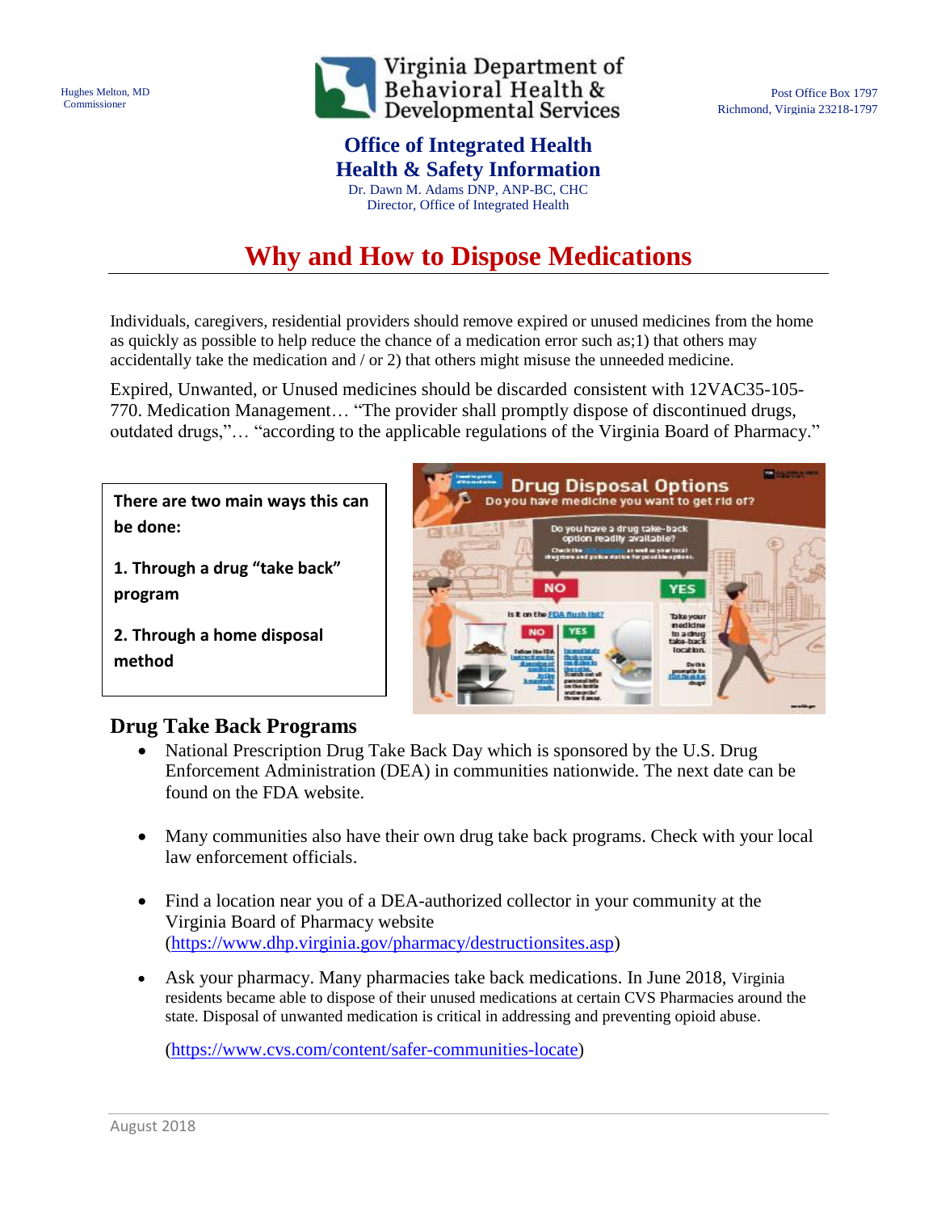Hughes Melton, MD
Commissioner

Virginia Department of Behavioral Health & Developmental Services

Post Office Box 1797
Richmond, Virginia 23218-1797

**Office of Integrated Health**
**Health & Safety Information**
Dr. Dawn M. Adams DNP, ANP-BC, CHC
Director, Office of Integrated Health

# Why and How to Dispose Medications

Individuals, caregivers, residential providers should remove expired or unused medicines from the home as quickly as possible to help reduce the chance of a medication error such as;1) that others may accidentally take the medication and / or 2) that others might misuse the unneeded medicine.

Expired, Unwanted, or Unused medicines should be discarded consistent with 12VAC35-105-770. Medication Management… "The provider shall promptly dispose of discontinued drugs, outdated drugs,"… "according to the applicable regulations of the Virginia Board of Pharmacy."

**There are two main ways this can be done:**

**1. Through a drug "take back" program**

**2. Through a home disposal method**

## Drug Take Back Programs

- National Prescription Drug Take Back Day which is sponsored by the U.S. Drug Enforcement Administration (DEA) in communities nationwide. The next date can be found on the FDA website.
- Many communities also have their own drug take back programs. Check with your local law enforcement officials.
- Find a location near you of a DEA-authorized collector in your community at the Virginia Board of Pharmacy website (https://www.dhp.virginia.gov/pharmacy/destructionsites.asp)
- Ask your pharmacy. Many pharmacies take back medications. In June 2018, Virginia residents became able to dispose of their unused medications at certain CVS Pharmacies around the state. Disposal of unwanted medication is critical in addressing and preventing opioid abuse.

  (https://www.cvs.com/content/safer-communities-locate)

August 2018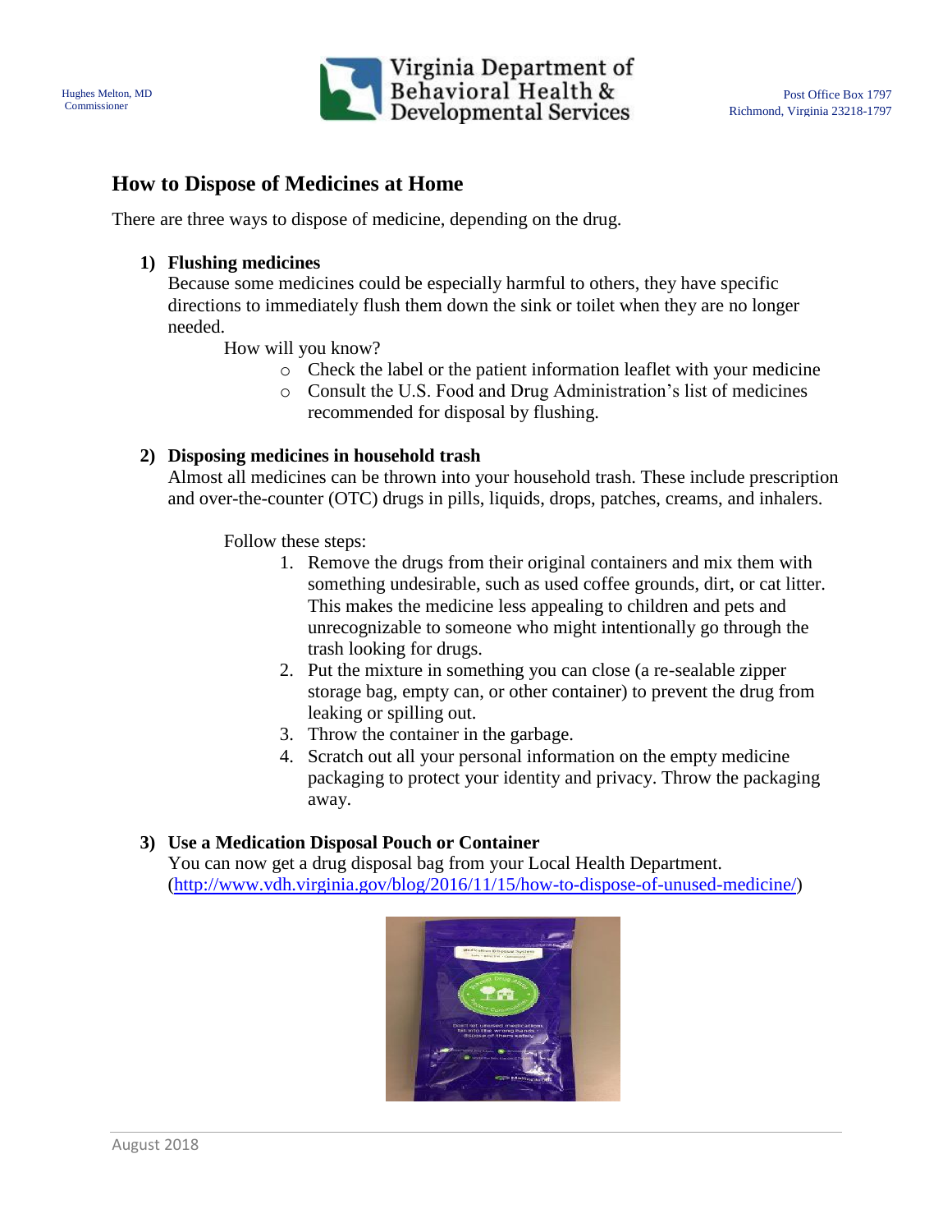# How to Dispose of Medicines at Home

There are three ways to dispose of medicine, depending on the drug.

1) **Flushing medicines**

   Because some medicines could be especially harmful to others, they have specific directions to immediately flush them down the sink or toilet when they are no longer needed.

   How will you know?

   - Check the label or the patient information leaflet with your medicine
   - Consult the U.S. Food and Drug Administration's list of medicines recommended for disposal by flushing.

2) **Disposing medicines in household trash**

   Almost all medicines can be thrown into your household trash. These include prescription and over-the-counter (OTC) drugs in pills, liquids, drops, patches, creams, and inhalers.

   Follow these steps:

   1. Remove the drugs from their original containers and mix them with something undesirable, such as used coffee grounds, dirt, or cat litter. This makes the medicine less appealing to children and pets and unrecognizable to someone who might intentionally go through the trash looking for drugs.
   2. Put the mixture in something you can close (a re-sealable zipper storage bag, empty can, or other container) to prevent the drug from leaking or spilling out.
   3. Throw the container in the garbage.
   4. Scratch out all your personal information on the empty medicine packaging to protect your identity and privacy. Throw the packaging away.

3) **Use a Medication Disposal Pouch or Container**

   You can now get a drug disposal bag from your Local Health Department. (http://www.vdh.virginia.gov/blog/2016/11/15/how-to-dispose-of-unused-medicine/)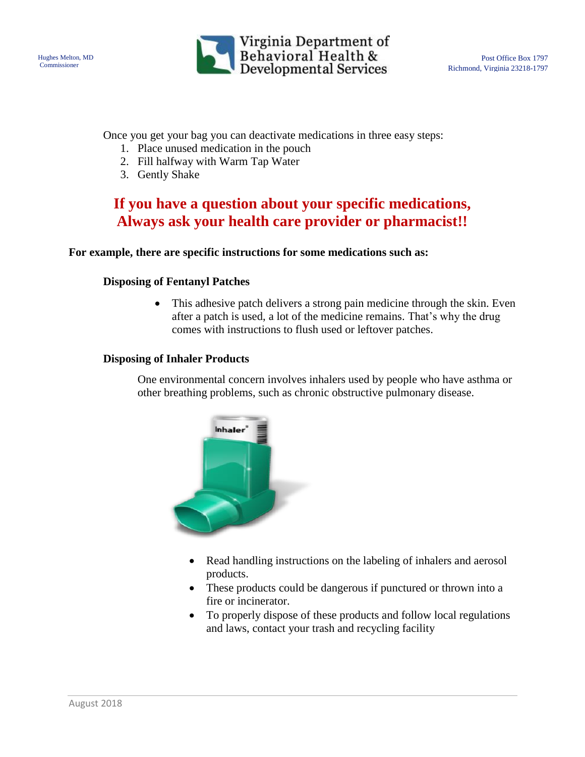Once you get your bag you can deactivate medications in three easy steps:

1. Place unused medication in the pouch
2. Fill halfway with Warm Tap Water
3. Gently Shake

## If you have a question about your specific medications, Always ask your health care provider or pharmacist!!

**For example, there are specific instructions for some medications such as:**

### Disposing of Fentanyl Patches

- This adhesive patch delivers a strong pain medicine through the skin. Even after a patch is used, a lot of the medicine remains. That's why the drug comes with instructions to flush used or leftover patches.

### Disposing of Inhaler Products

One environmental concern involves inhalers used by people who have asthma or other breathing problems, such as chronic obstructive pulmonary disease.

- Read handling instructions on the labeling of inhalers and aerosol products.
- These products could be dangerous if punctured or thrown into a fire or incinerator.
- To properly dispose of these products and follow local regulations and laws, contact your trash and recycling facility

August 2018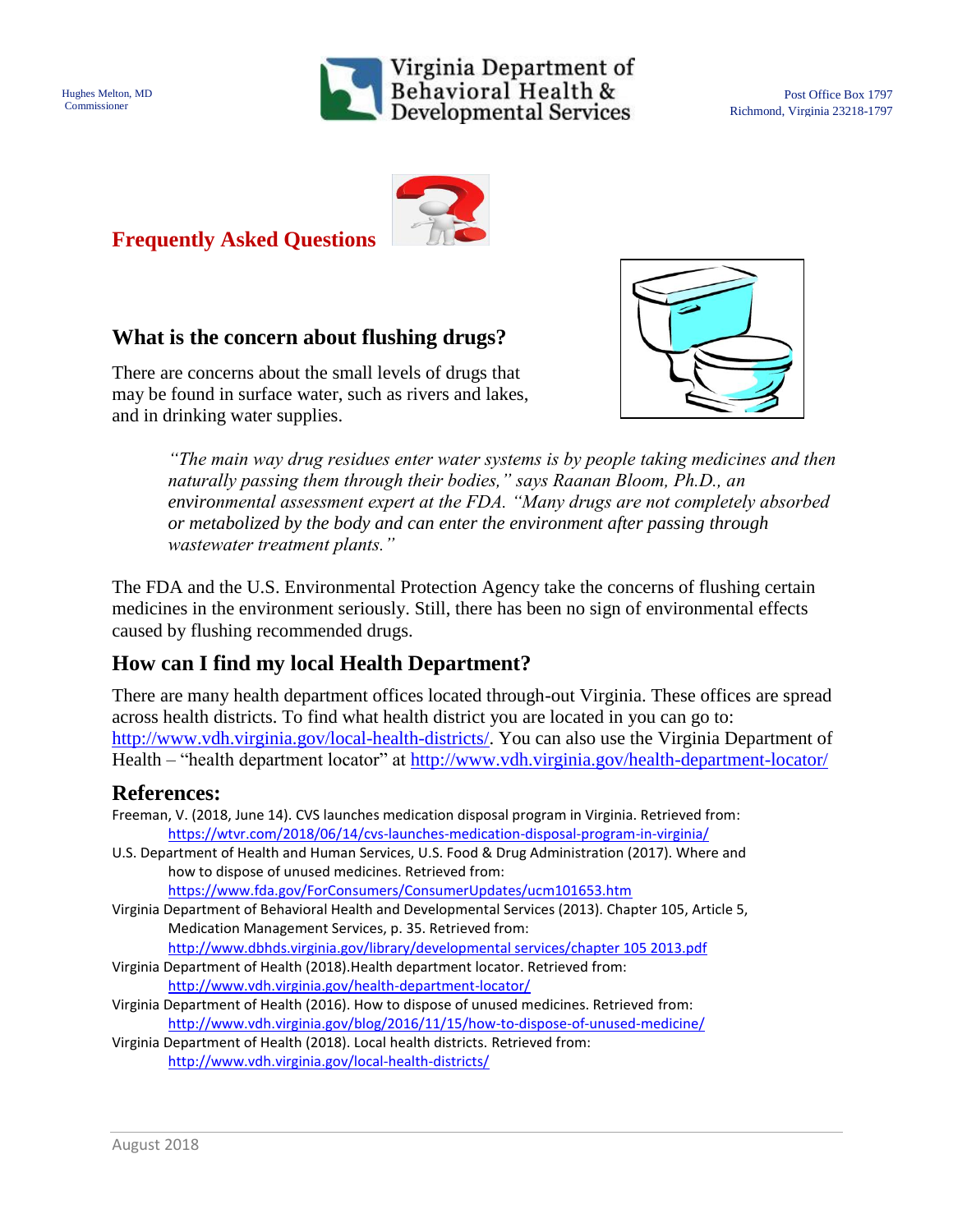Hughes Melton, MD
Commissioner

Virginia Department of Behavioral Health & Developmental Services

Post Office Box 1797
Richmond, Virginia 23218-1797

## Frequently Asked Questions

### What is the concern about flushing drugs?

There are concerns about the small levels of drugs that may be found in surface water, such as rivers and lakes, and in drinking water supplies.

> *"The main way drug residues enter water systems is by people taking medicines and then naturally passing them through their bodies," says Raanan Bloom, Ph.D., an environmental assessment expert at the FDA. "Many drugs are not completely absorbed or metabolized by the body and can enter the environment after passing through wastewater treatment plants."*

The FDA and the U.S. Environmental Protection Agency take the concerns of flushing certain medicines in the environment seriously. Still, there has been no sign of environmental effects caused by flushing recommended drugs.

### How can I find my local Health Department?

There are many health department offices located through-out Virginia. These offices are spread across health districts. To find what health district you are located in you can go to: http://www.vdh.virginia.gov/local-health-districts/. You can also use the Virginia Department of Health – "health department locator" at http://www.vdh.virginia.gov/health-department-locator/

### References:

Freeman, V. (2018, June 14). CVS launches medication disposal program in Virginia. Retrieved from: https://wtvr.com/2018/06/14/cvs-launches-medication-disposal-program-in-virginia/

U.S. Department of Health and Human Services, U.S. Food & Drug Administration (2017). Where and how to dispose of unused medicines. Retrieved from: https://www.fda.gov/ForConsumers/ConsumerUpdates/ucm101653.htm

Virginia Department of Behavioral Health and Developmental Services (2013). Chapter 105, Article 5, Medication Management Services, p. 35. Retrieved from: http://www.dbhds.virginia.gov/library/developmental services/chapter 105 2013.pdf

Virginia Department of Health (2018).Health department locator. Retrieved from: http://www.vdh.virginia.gov/health-department-locator/

Virginia Department of Health (2016). How to dispose of unused medicines. Retrieved from: http://www.vdh.virginia.gov/blog/2016/11/15/how-to-dispose-of-unused-medicine/

Virginia Department of Health (2018). Local health districts. Retrieved from: http://www.vdh.virginia.gov/local-health-districts/

August 2018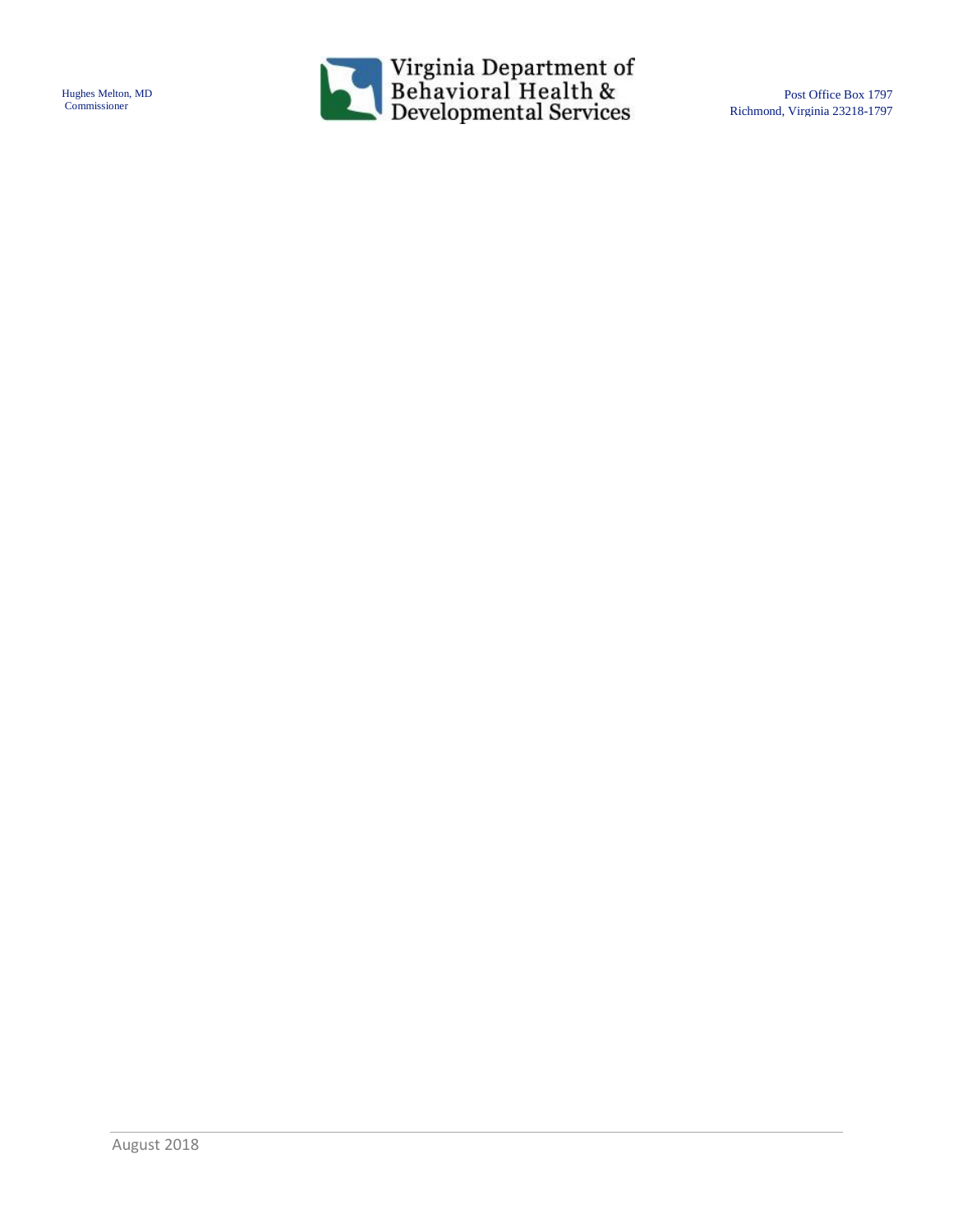Hughes Melton, MD
Commissioner

Virginia Department of Behavioral Health & Developmental Services

Post Office Box 1797
Richmond, Virginia 23218-1797

August 2018